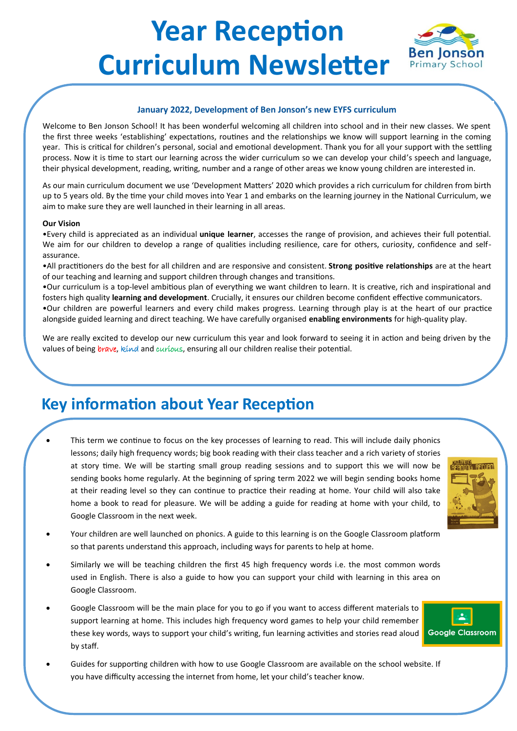# Year Reception Curriculum Newsletter

Ben Jonson Primary School

**January 2022, Development of Ben Jonson's new EYFS curriculum**

Welcome to Ben Jonson School! It has been wonderful welcoming all children into school and in their new classes. We spent the first three weeks 'establishing' expectations, routines and the relationships we know will support learning in the coming year. This is critical for children's personal, social and emotional development. Thank you for all your support with the settling process. Now it is time to start our learning across the wider curriculum so we can develop your child's speech and language, their physical development, reading, writing, number and a range of other areas we know young children are interested in.

As our main curriculum document we use 'Development Matters' 2020 which provides a rich curriculum for children from birth up to 5 years old. By the time your child moves into Year 1 and embarks on the learning journey in the National Curriculum, we aim to make sure they are well launched in their learning in all areas.

**Our Vision**

•Every child is appreciated as an individual **unique learner**, accesses the range of provision, and achieves their full potential. We aim for our children to develop a range of qualities including resilience, care for others, curiosity, confidence and self-assurance.

•All practitioners do the best for all children and are responsive and consistent. **Strong positive relationships** are at the heart of our teaching and learning and support children through changes and transitions.

•Our curriculum is a top-level ambitious plan of everything we want children to learn. It is creative, rich and inspirational and fosters high quality **learning and development**. Crucially, it ensures our children become confident effective communicators.

•Our children are powerful learners and every child makes progress. Learning through play is at the heart of our practice alongside guided learning and direct teaching. We have carefully organised **enabling environments** for high-quality play.

We are really excited to develop our new curriculum this year and look forward to seeing it in action and being driven by the values of being brave, kind and curious, ensuring all our children realise their potential.

## Key information about Year Reception

- This term we continue to focus on the key processes of learning to read. This will include daily phonics lessons; daily high frequency words; big book reading with their class teacher and a rich variety of stories at story time. We will be starting small group reading sessions and to support this we will now be sending books home regularly. At the beginning of spring term 2022 we will begin sending books home at their reading level so they can continue to practice their reading at home. Your child will also take home a book to read for pleasure. We will be adding a guide for reading at home with your child, to Google Classroom in the next week.
- Your children are well launched on phonics. A guide to this learning is on the Google Classroom platform so that parents understand this approach, including ways for parents to help at home.
- Similarly we will be teaching children the first 45 high frequency words i.e. the most common words used in English. There is also a guide to how you can support your child with learning in this area on Google Classroom.
- Google Classroom will be the main place for you to go if you want to access different materials to support learning at home. This includes high frequency word games to help your child remember these key words, ways to support your child's writing, fun learning activities and stories read aloud by staff.
- Guides for supporting children with how to use Google Classroom are available on the school website. If you have difficulty accessing the internet from home, let your child's teacher know.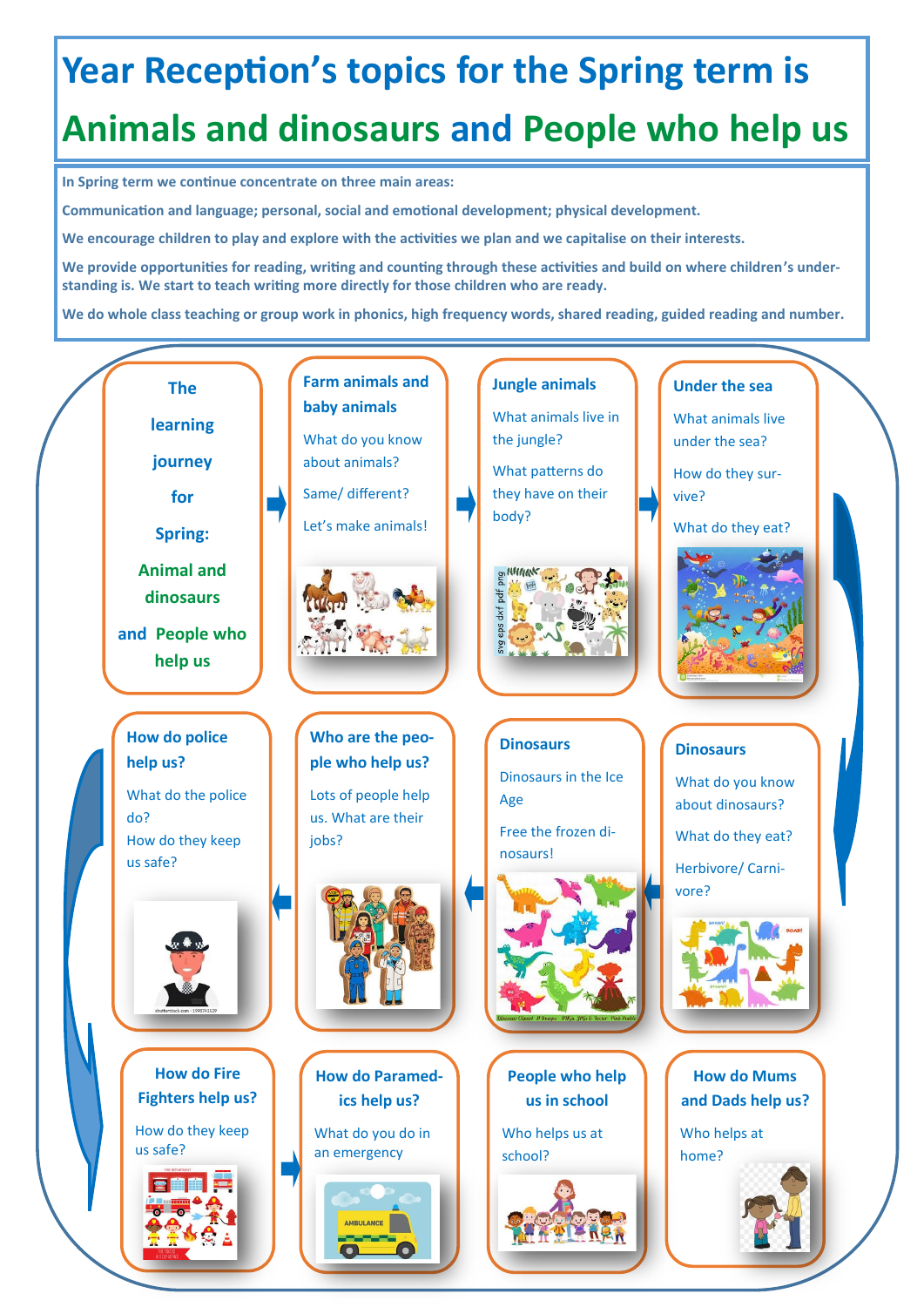# Year Reception's topics for the Spring term is

# Animals and dinosaurs and People who help us

In Spring term we continue concentrate on three main areas:

Communication and language; personal, social and emotional development; physical development.

We encourage children to play and explore with the activities we plan and we capitalise on their interests.

We provide opportunities for reading, writing and counting through these activities and build on where children's understanding is. We start to teach writing more directly for those children who are ready.

We do whole class teaching or group work in phonics, high frequency words, shared reading, guided reading and number.

## The learning journey for Spring: Animal and dinosaurs and People who help us

### Farm animals and baby animals

What do you know about animals?

Same/ different?

Let's make animals!

### Jungle animals

What animals live in the jungle?

What patterns do they have on their body?

### Under the sea

What animals live under the sea?

How do they survive?

What do they eat?

### Dinosaurs

What do you know about dinosaurs?

What do they eat?

Herbivore/ Carnivore?

### Dinosaurs

Dinosaurs in the Ice Age

Free the frozen dinosaurs!

### Who are the people who help us?

Lots of people help us. What are their jobs?

### How do police help us?

What do the police do?

How do they keep us safe?

### How do Fire Fighters help us?

How do they keep us safe?

### How do Paramedics help us?

What do you do in an emergency?

### People who help us in school

Who helps us at school?

### How do Mums and Dads help us?

Who helps at home?